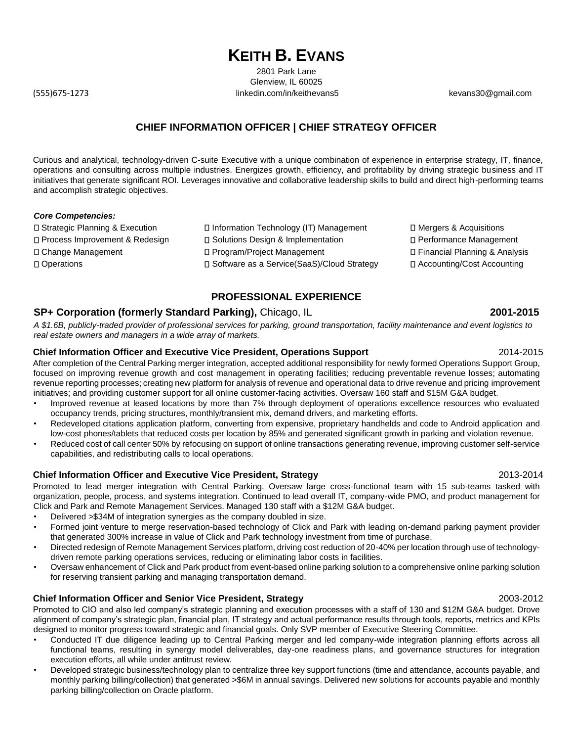# KEITH B. EVANS

2801 Park Lane
Glenview, IL 60025

(555)675-1273 | linkedin.com/in/keithevans5 | kevans30@gmail.com

## CHIEF INFORMATION OFFICER | CHIEF STRATEGY OFFICER

Curious and analytical, technology-driven C-suite Executive with a unique combination of experience in enterprise strategy, IT, finance, operations and consulting across multiple industries. Energizes growth, efficiency, and profitability by driving strategic business and IT initiatives that generate significant ROI. Leverages innovative and collaborative leadership skills to build and direct high-performing teams and accomplish strategic objectives.

***Core Competencies:***

- Strategic Planning & Execution
- Process Improvement & Redesign
- Change Management
- Operations
- Information Technology (IT) Management
- Solutions Design & Implementation
- Program/Project Management
- Software as a Service(SaaS)/Cloud Strategy
- Mergers & Acquisitions
- Performance Management
- Financial Planning & Analysis
- Accounting/Cost Accounting

## PROFESSIONAL EXPERIENCE

### SP+ Corporation (formerly Standard Parking), Chicago, IL — 2001-2015

*A $1.6B, publicly-traded provider of professional services for parking, ground transportation, facility maintenance and event logistics to real estate owners and managers in a wide array of markets.*

**Chief Information Officer and Executive Vice President, Operations Support** — 2014-2015

After completion of the Central Parking merger integration, accepted additional responsibility for newly formed Operations Support Group, focused on improving revenue growth and cost management in operating facilities; reducing preventable revenue losses; automating revenue reporting processes; creating new platform for analysis of revenue and operational data to drive revenue and pricing improvement initiatives; and providing customer support for all online customer-facing activities. Oversaw 160 staff and $15M G&A budget.

- Improved revenue at leased locations by more than 7% through deployment of operations excellence resources who evaluated occupancy trends, pricing structures, monthly/transient mix, demand drivers, and marketing efforts.
- Redeveloped citations application platform, converting from expensive, proprietary handhelds and code to Android application and low-cost phones/tablets that reduced costs per location by 85% and generated significant growth in parking and violation revenue.
- Reduced cost of call center 50% by refocusing on support of online transactions generating revenue, improving customer self-service capabilities, and redistributing calls to local operations.

**Chief Information Officer and Executive Vice President, Strategy** — 2013-2014

Promoted to lead merger integration with Central Parking. Oversaw large cross-functional team with 15 sub-teams tasked with organization, people, process, and systems integration. Continued to lead overall IT, company-wide PMO, and product management for Click and Park and Remote Management Services. Managed 130 staff with a $12M G&A budget.

- Delivered >$34M of integration synergies as the company doubled in size.
- Formed joint venture to merge reservation-based technology of Click and Park with leading on-demand parking payment provider that generated 300% increase in value of Click and Park technology investment from time of purchase.
- Directed redesign of Remote Management Services platform, driving cost reduction of 20-40% per location through use of technology-driven remote parking operations services, reducing or eliminating labor costs in facilities.
- Oversaw enhancement of Click and Park product from event-based online parking solution to a comprehensive online parking solution for reserving transient parking and managing transportation demand.

**Chief Information Officer and Senior Vice President, Strategy** — 2003-2012

Promoted to CIO and also led company's strategic planning and execution processes with a staff of 130 and $12M G&A budget. Drove alignment of company's strategic plan, financial plan, IT strategy and actual performance results through tools, reports, metrics and KPIs designed to monitor progress toward strategic and financial goals. Only SVP member of Executive Steering Committee.

- Conducted IT due diligence leading up to Central Parking merger and led company-wide integration planning efforts across all functional teams, resulting in synergy model deliverables, day-one readiness plans, and governance structures for integration execution efforts, all while under antitrust review.
- Developed strategic business/technology plan to centralize three key support functions (time and attendance, accounts payable, and monthly parking billing/collection) that generated >$6M in annual savings. Delivered new solutions for accounts payable and monthly parking billing/collection on Oracle platform.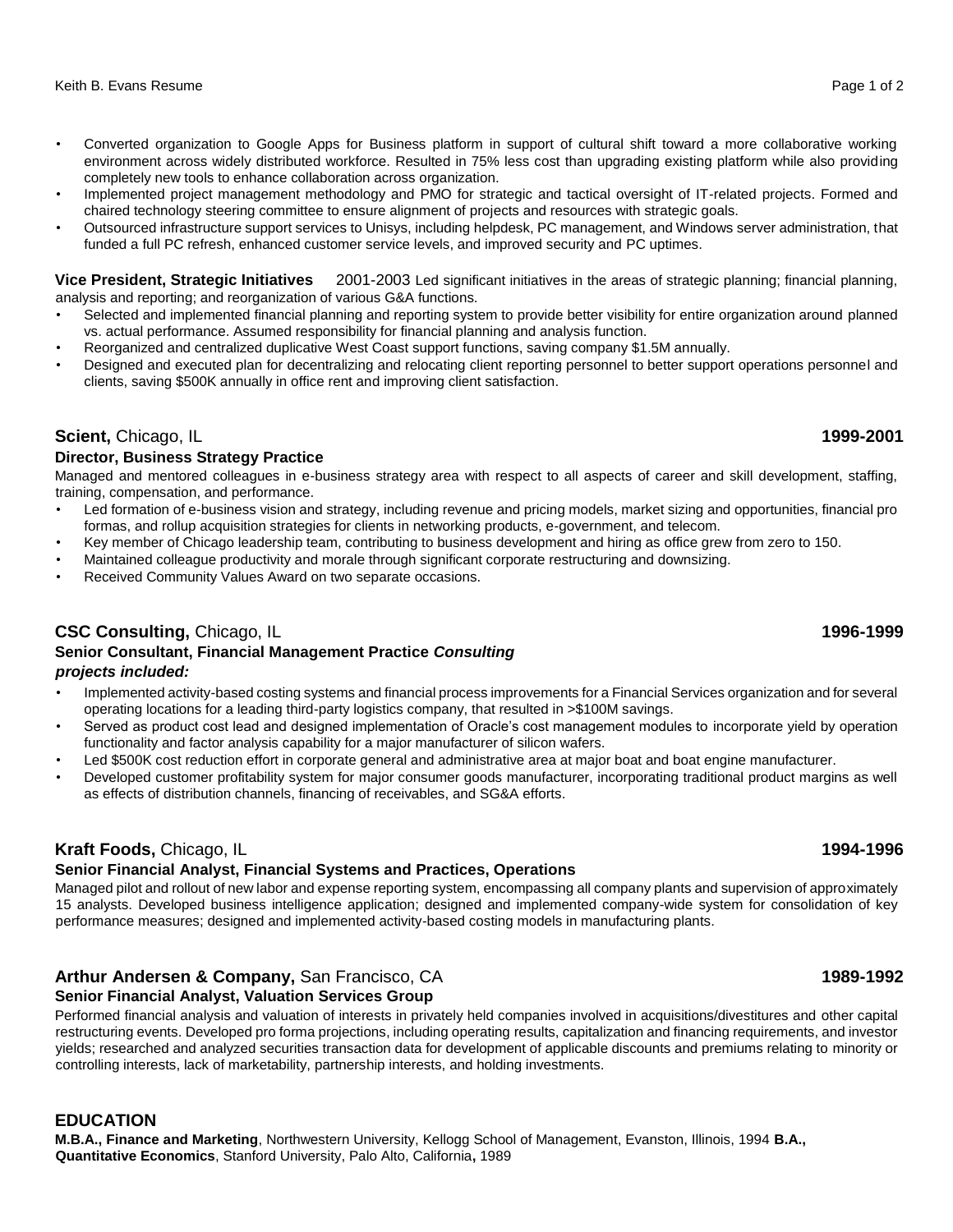- Converted organization to Google Apps for Business platform in support of cultural shift toward a more collaborative working environment across widely distributed workforce. Resulted in 75% less cost than upgrading existing platform while also providing completely new tools to enhance collaboration across organization.
- Implemented project management methodology and PMO for strategic and tactical oversight of IT-related projects. Formed and chaired technology steering committee to ensure alignment of projects and resources with strategic goals.
- Outsourced infrastructure support services to Unisys, including helpdesk, PC management, and Windows server administration, that funded a full PC refresh, enhanced customer service levels, and improved security and PC uptimes.

**Vice President, Strategic Initiatives** 2001-2003 Led significant initiatives in the areas of strategic planning; financial planning, analysis and reporting; and reorganization of various G&A functions.

- Selected and implemented financial planning and reporting system to provide better visibility for entire organization around planned vs. actual performance. Assumed responsibility for financial planning and analysis function.
- Reorganized and centralized duplicative West Coast support functions, saving company $1.5M annually.
- Designed and executed plan for decentralizing and relocating client reporting personnel to better support operations personnel and clients, saving $500K annually in office rent and improving client satisfaction.

### **Scient,** Chicago, IL **1999-2001**

**Director, Business Strategy Practice**

Managed and mentored colleagues in e-business strategy area with respect to all aspects of career and skill development, staffing, training, compensation, and performance.

- Led formation of e-business vision and strategy, including revenue and pricing models, market sizing and opportunities, financial pro formas, and rollup acquisition strategies for clients in networking products, e-government, and telecom.
- Key member of Chicago leadership team, contributing to business development and hiring as office grew from zero to 150.
- Maintained colleague productivity and morale through significant corporate restructuring and downsizing.
- Received Community Values Award on two separate occasions.

### **CSC Consulting,** Chicago, IL **1996-1999**

**Senior Consultant, Financial Management Practice** ***Consulting projects included:***

- Implemented activity-based costing systems and financial process improvements for a Financial Services organization and for several operating locations for a leading third-party logistics company, that resulted in >$100M savings.
- Served as product cost lead and designed implementation of Oracle's cost management modules to incorporate yield by operation functionality and factor analysis capability for a major manufacturer of silicon wafers.
- Led $500K cost reduction effort in corporate general and administrative area at major boat and boat engine manufacturer.
- Developed customer profitability system for major consumer goods manufacturer, incorporating traditional product margins as well as effects of distribution channels, financing of receivables, and SG&A efforts.

### **Kraft Foods,** Chicago, IL **1994-1996**

**Senior Financial Analyst, Financial Systems and Practices, Operations**

Managed pilot and rollout of new labor and expense reporting system, encompassing all company plants and supervision of approximately 15 analysts. Developed business intelligence application; designed and implemented company-wide system for consolidation of key performance measures; designed and implemented activity-based costing models in manufacturing plants.

### **Arthur Andersen & Company,** San Francisco, CA **1989-1992**

**Senior Financial Analyst, Valuation Services Group**

Performed financial analysis and valuation of interests in privately held companies involved in acquisitions/divestitures and other capital restructuring events. Developed pro forma projections, including operating results, capitalization and financing requirements, and investor yields; researched and analyzed securities transaction data for development of applicable discounts and premiums relating to minority or controlling interests, lack of marketability, partnership interests, and holding investments.

## EDUCATION

**M.B.A., Finance and Marketing**, Northwestern University, Kellogg School of Management, Evanston, Illinois, 1994 **B.A., Quantitative Economics**, Stanford University, Palo Alto, California**,** 1989